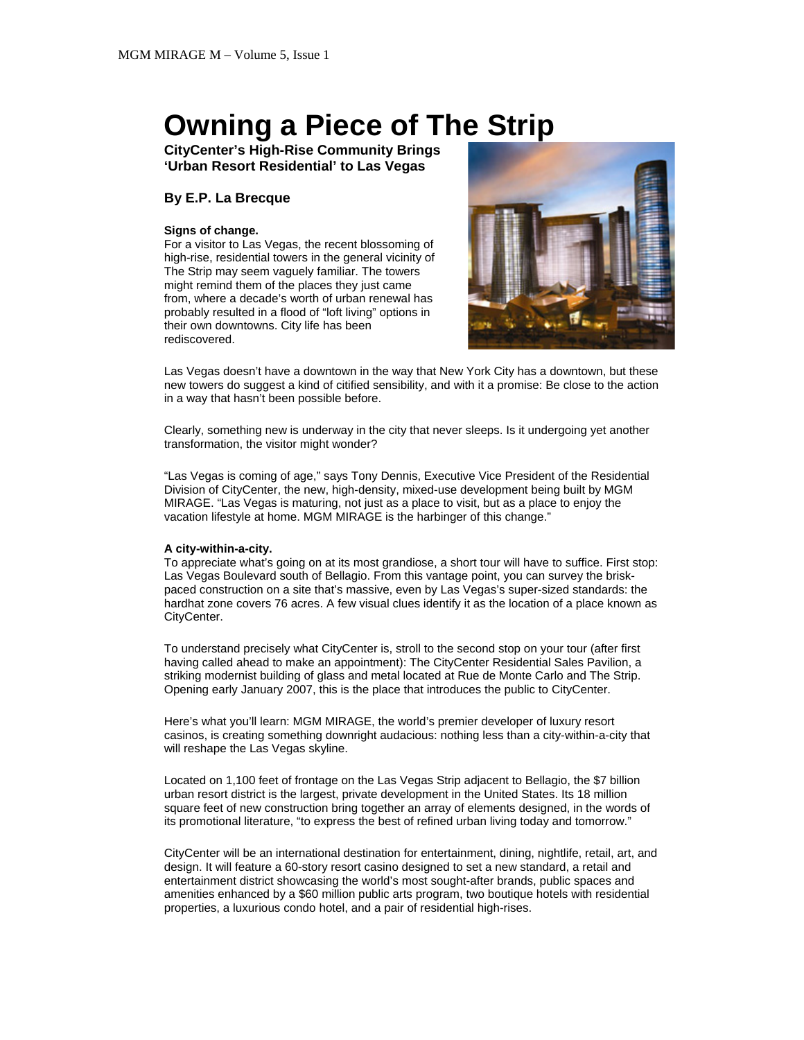# Owning a Piece of The Strip

**CityCenter's High-Rise Community Brings 'Urban Resort Residential' to Las Vegas**

**By E.P. La Brecque**

**Signs of change.**

For a visitor to Las Vegas, the recent blossoming of high-rise, residential towers in the general vicinity of The Strip may seem vaguely familiar. The towers might remind them of the places they just came from, where a decade's worth of urban renewal has probably resulted in a flood of "loft living" options in their own downtowns. City life has been rediscovered.

Las Vegas doesn't have a downtown in the way that New York City has a downtown, but these new towers do suggest a kind of citified sensibility, and with it a promise: Be close to the action in a way that hasn't been possible before.

Clearly, something new is underway in the city that never sleeps. Is it undergoing yet another transformation, the visitor might wonder?

"Las Vegas is coming of age," says Tony Dennis, Executive Vice President of the Residential Division of CityCenter, the new, high-density, mixed-use development being built by MGM MIRAGE. "Las Vegas is maturing, not just as a place to visit, but as a place to enjoy the vacation lifestyle at home. MGM MIRAGE is the harbinger of this change."

**A city-within-a-city.**

To appreciate what's going on at its most grandiose, a short tour will have to suffice. First stop: Las Vegas Boulevard south of Bellagio. From this vantage point, you can survey the brisk-paced construction on a site that's massive, even by Las Vegas's super-sized standards: the hardhat zone covers 76 acres. A few visual clues identify it as the location of a place known as CityCenter.

To understand precisely what CityCenter is, stroll to the second stop on your tour (after first having called ahead to make an appointment): The CityCenter Residential Sales Pavilion, a striking modernist building of glass and metal located at Rue de Monte Carlo and The Strip. Opening early January 2007, this is the place that introduces the public to CityCenter.

Here's what you'll learn: MGM MIRAGE, the world's premier developer of luxury resort casinos, is creating something downright audacious: nothing less than a city-within-a-city that will reshape the Las Vegas skyline.

Located on 1,100 feet of frontage on the Las Vegas Strip adjacent to Bellagio, the $7 billion urban resort district is the largest, private development in the United States. Its 18 million square feet of new construction bring together an array of elements designed, in the words of its promotional literature, "to express the best of refined urban living today and tomorrow."

CityCenter will be an international destination for entertainment, dining, nightlife, retail, art, and design. It will feature a 60-story resort casino designed to set a new standard, a retail and entertainment district showcasing the world's most sought-after brands, public spaces and amenities enhanced by a $60 million public arts program, two boutique hotels with residential properties, a luxurious condo hotel, and a pair of residential high-rises.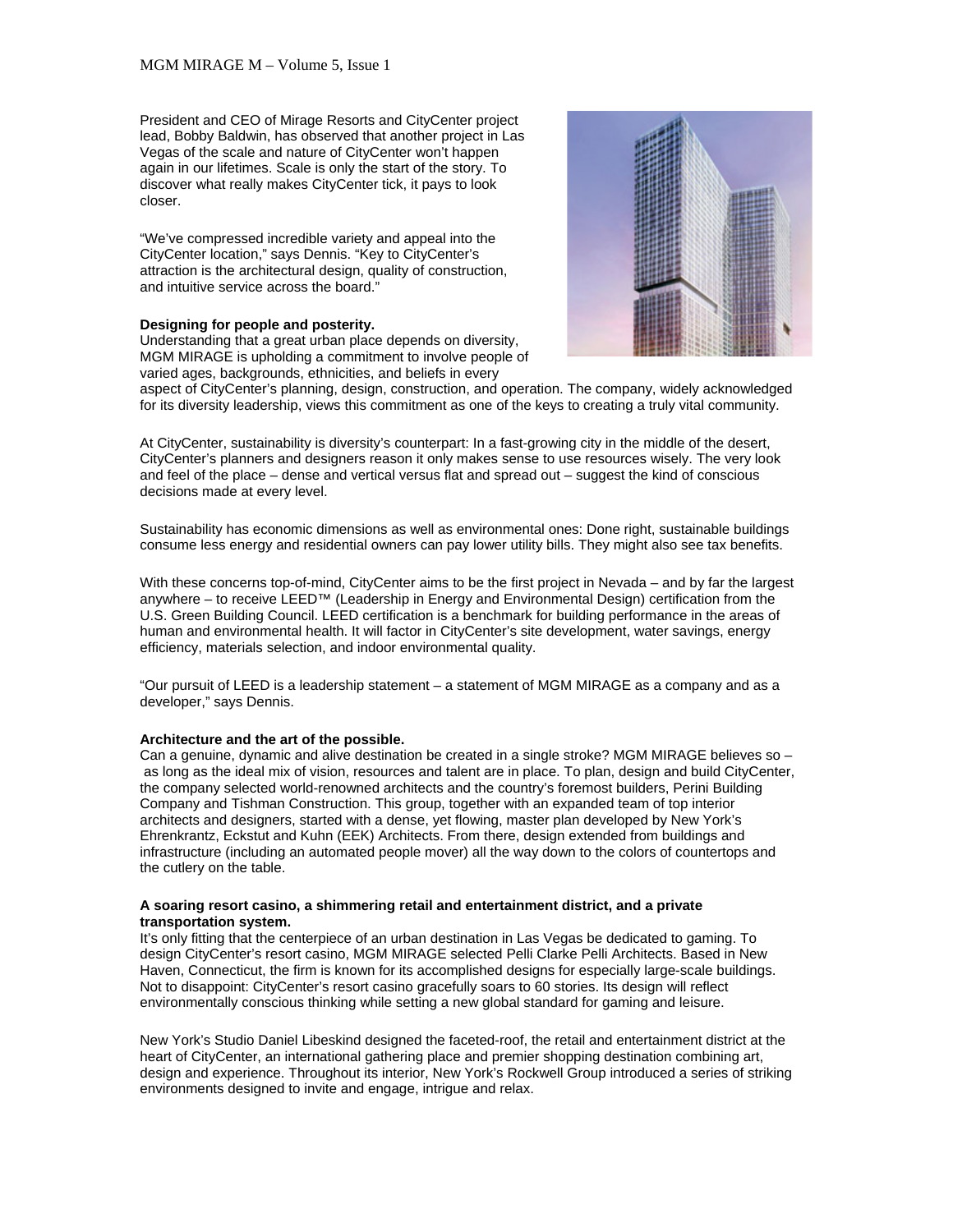President and CEO of Mirage Resorts and CityCenter project lead, Bobby Baldwin, has observed that another project in Las Vegas of the scale and nature of CityCenter won't happen again in our lifetimes. Scale is only the start of the story. To discover what really makes CityCenter tick, it pays to look closer.

"We've compressed incredible variety and appeal into the CityCenter location," says Dennis. "Key to CityCenter's attraction is the architectural design, quality of construction, and intuitive service across the board."

**Designing for people and posterity.**
Understanding that a great urban place depends on diversity, MGM MIRAGE is upholding a commitment to involve people of varied ages, backgrounds, ethnicities, and beliefs in every aspect of CityCenter's planning, design, construction, and operation. The company, widely acknowledged for its diversity leadership, views this commitment as one of the keys to creating a truly vital community.

At CityCenter, sustainability is diversity's counterpart: In a fast-growing city in the middle of the desert, CityCenter's planners and designers reason it only makes sense to use resources wisely. The very look and feel of the place – dense and vertical versus flat and spread out – suggest the kind of conscious decisions made at every level.

Sustainability has economic dimensions as well as environmental ones: Done right, sustainable buildings consume less energy and residential owners can pay lower utility bills. They might also see tax benefits.

With these concerns top-of-mind, CityCenter aims to be the first project in Nevada – and by far the largest anywhere – to receive LEED™ (Leadership in Energy and Environmental Design) certification from the U.S. Green Building Council. LEED certification is a benchmark for building performance in the areas of human and environmental health. It will factor in CityCenter's site development, water savings, energy efficiency, materials selection, and indoor environmental quality.

"Our pursuit of LEED is a leadership statement – a statement of MGM MIRAGE as a company and as a developer," says Dennis.

**Architecture and the art of the possible.**
Can a genuine, dynamic and alive destination be created in a single stroke? MGM MIRAGE believes so – as long as the ideal mix of vision, resources and talent are in place. To plan, design and build CityCenter, the company selected world-renowned architects and the country's foremost builders, Perini Building Company and Tishman Construction. This group, together with an expanded team of top interior architects and designers, started with a dense, yet flowing, master plan developed by New York's Ehrenkrantz, Eckstut and Kuhn (EEK) Architects. From there, design extended from buildings and infrastructure (including an automated people mover) all the way down to the colors of countertops and the cutlery on the table.

**A soaring resort casino, a shimmering retail and entertainment district, and a private transportation system.**
It's only fitting that the centerpiece of an urban destination in Las Vegas be dedicated to gaming. To design CityCenter's resort casino, MGM MIRAGE selected Pelli Clarke Pelli Architects. Based in New Haven, Connecticut, the firm is known for its accomplished designs for especially large-scale buildings. Not to disappoint: CityCenter's resort casino gracefully soars to 60 stories. Its design will reflect environmentally conscious thinking while setting a new global standard for gaming and leisure.

New York's Studio Daniel Libeskind designed the faceted-roof, the retail and entertainment district at the heart of CityCenter, an international gathering place and premier shopping destination combining art, design and experience. Throughout its interior, New York's Rockwell Group introduced a series of striking environments designed to invite and engage, intrigue and relax.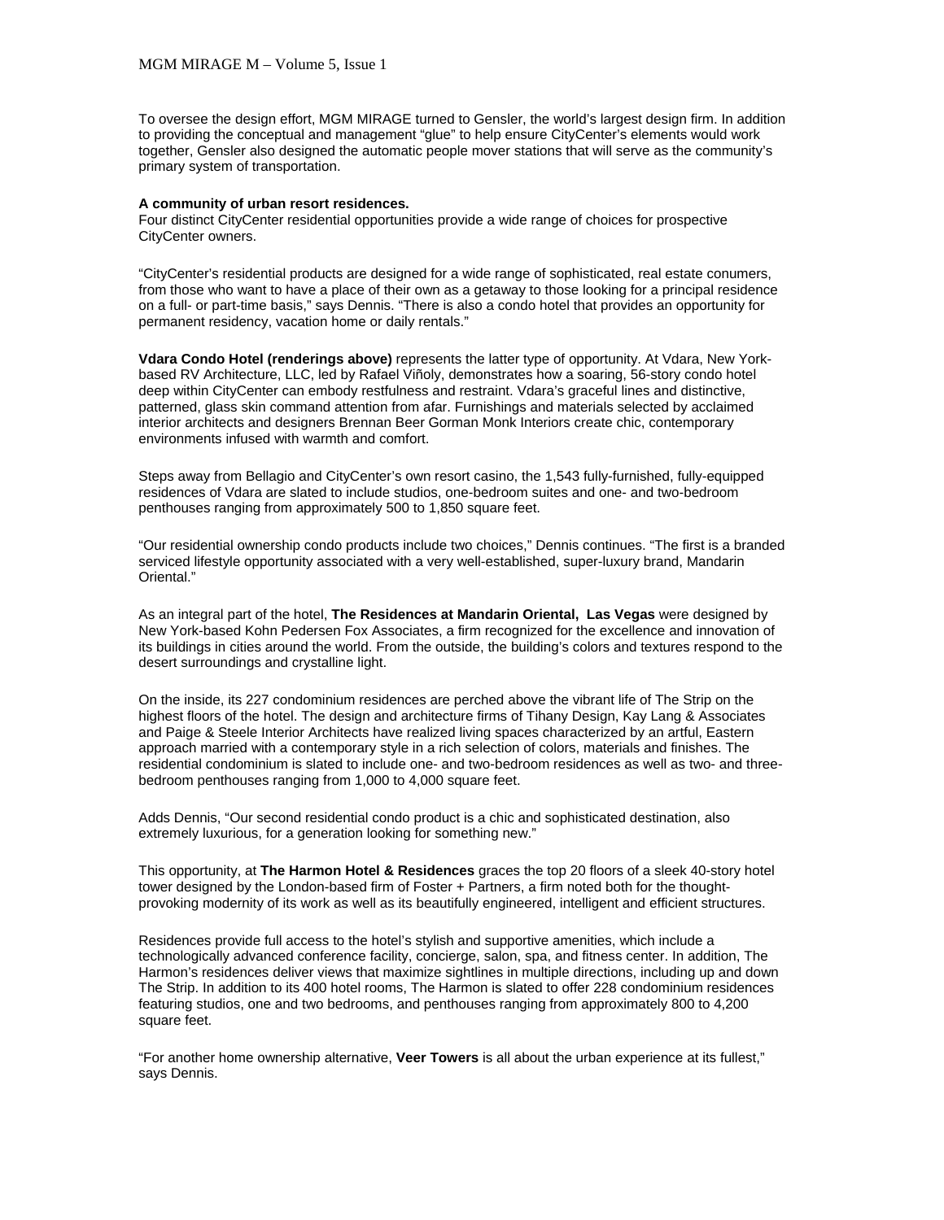To oversee the design effort, MGM MIRAGE turned to Gensler, the world's largest design firm. In addition to providing the conceptual and management "glue" to help ensure CityCenter's elements would work together, Gensler also designed the automatic people mover stations that will serve as the community's primary system of transportation.

**A community of urban resort residences.**
Four distinct CityCenter residential opportunities provide a wide range of choices for prospective CityCenter owners.

"CityCenter's residential products are designed for a wide range of sophisticated, real estate conumers, from those who want to have a place of their own as a getaway to those looking for a principal residence on a full- or part-time basis," says Dennis. "There is also a condo hotel that provides an opportunity for permanent residency, vacation home or daily rentals."

**Vdara Condo Hotel (renderings above)** represents the latter type of opportunity. At Vdara, New York-based RV Architecture, LLC, led by Rafael Viñoly, demonstrates how a soaring, 56-story condo hotel deep within CityCenter can embody restfulness and restraint. Vdara's graceful lines and distinctive, patterned, glass skin command attention from afar. Furnishings and materials selected by acclaimed interior architects and designers Brennan Beer Gorman Monk Interiors create chic, contemporary environments infused with warmth and comfort.

Steps away from Bellagio and CityCenter's own resort casino, the 1,543 fully-furnished, fully-equipped residences of Vdara are slated to include studios, one-bedroom suites and one- and two-bedroom penthouses ranging from approximately 500 to 1,850 square feet.

"Our residential ownership condo products include two choices," Dennis continues. "The first is a branded serviced lifestyle opportunity associated with a very well-established, super-luxury brand, Mandarin Oriental."

As an integral part of the hotel, **The Residences at Mandarin Oriental, Las Vegas** were designed by New York-based Kohn Pedersen Fox Associates, a firm recognized for the excellence and innovation of its buildings in cities around the world. From the outside, the building's colors and textures respond to the desert surroundings and crystalline light.

On the inside, its 227 condominium residences are perched above the vibrant life of The Strip on the highest floors of the hotel. The design and architecture firms of Tihany Design, Kay Lang & Associates and Paige & Steele Interior Architects have realized living spaces characterized by an artful, Eastern approach married with a contemporary style in a rich selection of colors, materials and finishes. The residential condominium is slated to include one- and two-bedroom residences as well as two- and three-bedroom penthouses ranging from 1,000 to 4,000 square feet.

Adds Dennis, "Our second residential condo product is a chic and sophisticated destination, also extremely luxurious, for a generation looking for something new."

This opportunity, at **The Harmon Hotel & Residences** graces the top 20 floors of a sleek 40-story hotel tower designed by the London-based firm of Foster + Partners, a firm noted both for the thought-provoking modernity of its work as well as its beautifully engineered, intelligent and efficient structures.

Residences provide full access to the hotel's stylish and supportive amenities, which include a technologically advanced conference facility, concierge, salon, spa, and fitness center. In addition, The Harmon's residences deliver views that maximize sightlines in multiple directions, including up and down The Strip. In addition to its 400 hotel rooms, The Harmon is slated to offer 228 condominium residences featuring studios, one and two bedrooms, and penthouses ranging from approximately 800 to 4,200 square feet.

"For another home ownership alternative, **Veer Towers** is all about the urban experience at its fullest," says Dennis.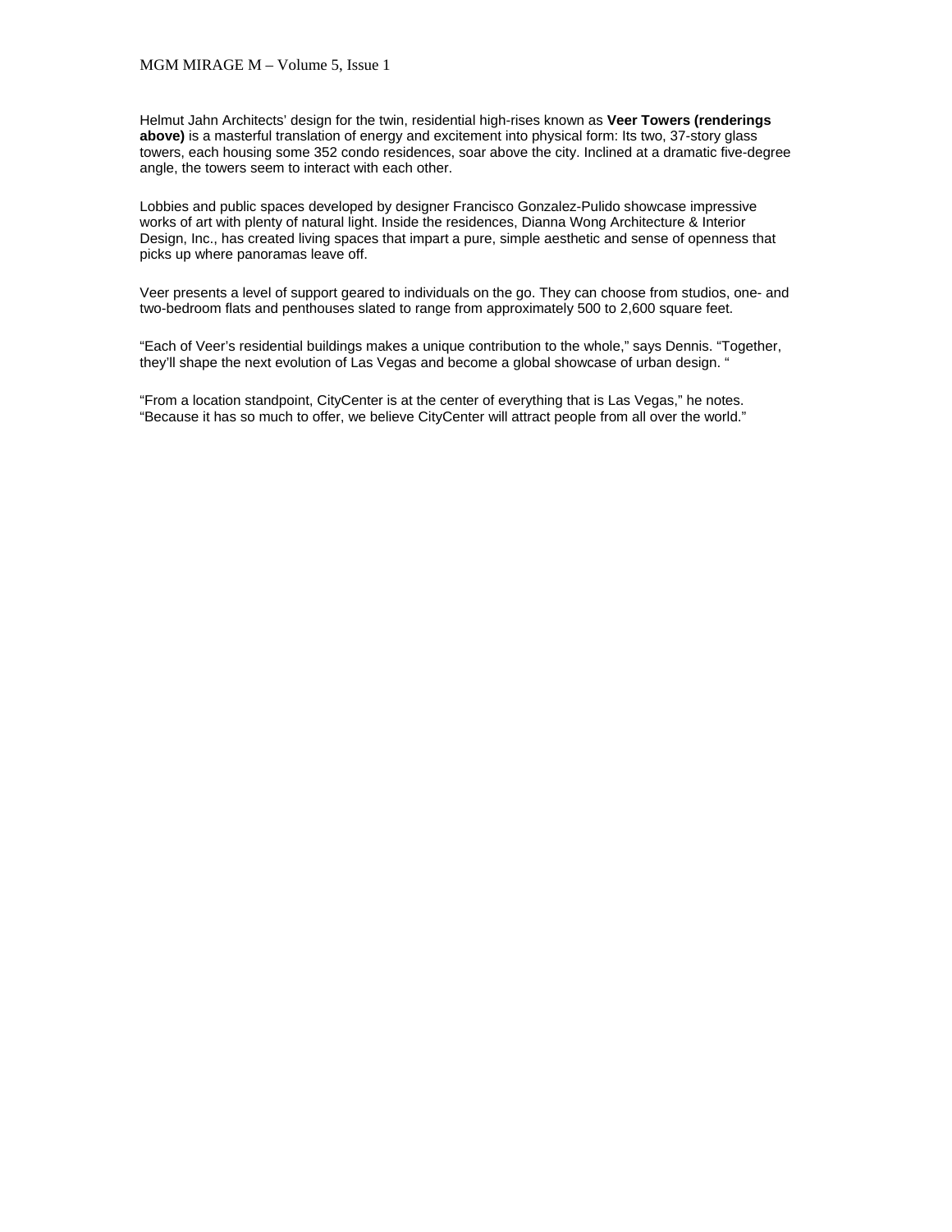Helmut Jahn Architects' design for the twin, residential high-rises known as **Veer Towers (renderings above)** is a masterful translation of energy and excitement into physical form: Its two, 37-story glass towers, each housing some 352 condo residences, soar above the city. Inclined at a dramatic five-degree angle, the towers seem to interact with each other.

Lobbies and public spaces developed by designer Francisco Gonzalez-Pulido showcase impressive works of art with plenty of natural light. Inside the residences, Dianna Wong Architecture & Interior Design, Inc., has created living spaces that impart a pure, simple aesthetic and sense of openness that picks up where panoramas leave off.

Veer presents a level of support geared to individuals on the go. They can choose from studios, one- and two-bedroom flats and penthouses slated to range from approximately 500 to 2,600 square feet.

"Each of Veer's residential buildings makes a unique contribution to the whole," says Dennis. "Together, they'll shape the next evolution of Las Vegas and become a global showcase of urban design. "

"From a location standpoint, CityCenter is at the center of everything that is Las Vegas," he notes. "Because it has so much to offer, we believe CityCenter will attract people from all over the world."